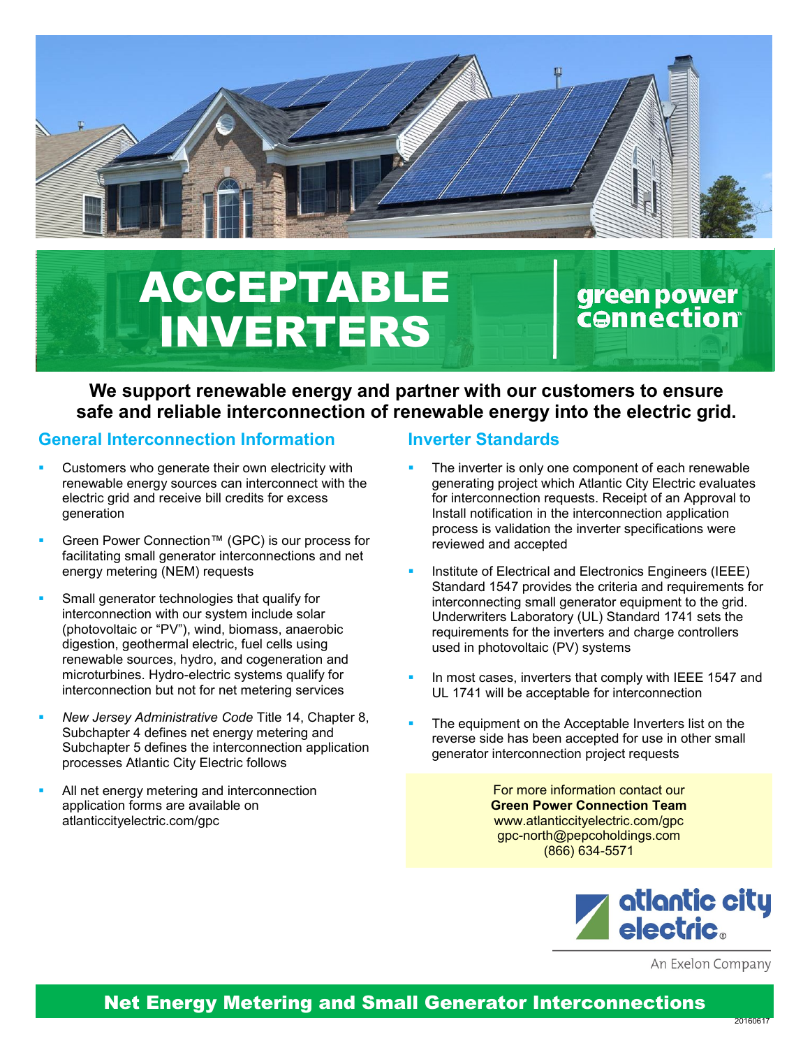# ACCEPTABLE INVERTERS

green power connection™

**We support renewable energy and partner with our customers to ensure safe and reliable interconnection of renewable energy into the electric grid.**

## General Interconnection Information

- Customers who generate their own electricity with renewable energy sources can interconnect with the electric grid and receive bill credits for excess generation
- Green Power Connection™ (GPC) is our process for facilitating small generator interconnections and net energy metering (NEM) requests
- Small generator technologies that qualify for interconnection with our system include solar (photovoltaic or "PV"), wind, biomass, anaerobic digestion, geothermal electric, fuel cells using renewable sources, hydro, and cogeneration and microturbines. Hydro-electric systems qualify for interconnection but not for net metering services
- *New Jersey Administrative Code* Title 14, Chapter 8, Subchapter 4 defines net energy metering and Subchapter 5 defines the interconnection application processes Atlantic City Electric follows
- All net energy metering and interconnection application forms are available on atlanticcityelectric.com/gpc

## Inverter Standards

- The inverter is only one component of each renewable generating project which Atlantic City Electric evaluates for interconnection requests. Receipt of an Approval to Install notification in the interconnection application process is validation the inverter specifications were reviewed and accepted
- Institute of Electrical and Electronics Engineers (IEEE) Standard 1547 provides the criteria and requirements for interconnecting small generator equipment to the grid. Underwriters Laboratory (UL) Standard 1741 sets the requirements for the inverters and charge controllers used in photovoltaic (PV) systems
- In most cases, inverters that comply with IEEE 1547 and UL 1741 will be acceptable for interconnection
- The equipment on the Acceptable Inverters list on the reverse side has been accepted for use in other small generator interconnection project requests

For more information contact our
**Green Power Connection Team**
www.atlanticcityelectric.com/gpc
gpc-north@pepcoholdings.com
(866) 634-5571

atlantic city electric®
An Exelon Company

**Net Energy Metering and Small Generator Interconnections**

20160617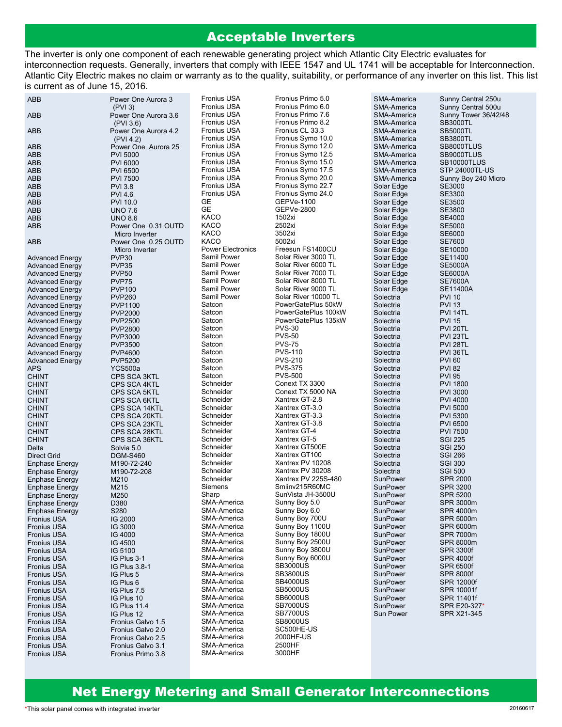## Acceptable Inverters

The inverter is only one component of each renewable generating project which Atlantic City Electric evaluates for interconnection requests. Generally, inverters that comply with IEEE 1547 and UL 1741 will be acceptable for Interconnection. Atlantic City Electric makes no claim or warranty as to the quality, suitability, or performance of any inverter on this list. This list is current as of June 15, 2016.

| Manufacturer | Model |
|---|---|
| ABB | Power One Aurora 3 (PVI 3) |
| ABB | Power One Aurora 3.6 (PVI 3.6) |
| ABB | Power One Aurora 4.2 (PVI 4.2) |
| ABB | Power One Aurora 25 |
| ABB | PVI 5000 |
| ABB | PVI 6000 |
| ABB | PVI 6500 |
| ABB | PVI 7500 |
| ABB | PVI 3.8 |
| ABB | PVI 4.6 |
| ABB | PVI 10.0 |
| ABB | UNO 7.6 |
| ABB | UNO 8.6 |
| ABB | Power One 0.31 OUTD Micro Inverter |
| ABB | Power One 0.25 OUTD Micro Inverter |
| Advanced Energy | PVP30 |
| Advanced Energy | PVP35 |
| Advanced Energy | PVP50 |
| Advanced Energy | PVP75 |
| Advanced Energy | PVP100 |
| Advanced Energy | PVP260 |
| Advanced Energy | PVP1100 |
| Advanced Energy | PVP2000 |
| Advanced Energy | PVP2500 |
| Advanced Energy | PVP2800 |
| Advanced Energy | PVP3000 |
| Advanced Energy | PVP3500 |
| Advanced Energy | PVP4600 |
| Advanced Energy | PVP5200 |
| APS | YCS500a |
| CHINT | CPS SCA 3KTL |
| CHINT | CPS SCA 4KTL |
| CHINT | CPS SCA 5KTL |
| CHINT | CPS SCA 6KTL |
| CHINT | CPS SCA 14KTL |
| CHINT | CPS SCA 20KTL |
| CHINT | CPS SCA 23KTL |
| CHINT | CPS SCA 28KTL |
| CHINT | CPS SCA 36KTL |
| Delta | Solvia 5.0 |
| Direct Grid | DGM-S460 |
| Enphase Energy | M190-72-240 |
| Enphase Energy | M190-72-208 |
| Enphase Energy | M210 |
| Enphase Energy | M215 |
| Enphase Energy | M250 |
| Enphase Energy | D380 |
| Enphase Energy | S280 |
| Fronius USA | IG 2000 |
| Fronius USA | IG 3000 |
| Fronius USA | IG 4000 |
| Fronius USA | IG 4500 |
| Fronius USA | IG 5100 |
| Fronius USA | IG Plus 3-1 |
| Fronius USA | IG Plus 3.8-1 |
| Fronius USA | IG Plus 5 |
| Fronius USA | IG Plus 6 |
| Fronius USA | IG Plus 7.5 |
| Fronius USA | IG Plus 10 |
| Fronius USA | IG Plus 11.4 |
| Fronius USA | IG Plus 12 |
| Fronius USA | Fronius Galvo 1.5 |
| Fronius USA | Fronius Galvo 2.0 |
| Fronius USA | Fronius Galvo 2.5 |
| Fronius USA | Fronius Galvo 3.1 |
| Fronius USA | Fronius Primo 3.8 |
| Fronius USA | Fronius Primo 5.0 |
| Fronius USA | Fronius Primo 6.0 |
| Fronius USA | Fronius Primo 7.6 |
| Fronius USA | Fronius Primo 8.2 |
| Fronius USA | Fronius CL 33.3 |
| Fronius USA | Fronius Symo 10.0 |
| Fronius USA | Fronius Symo 12.0 |
| Fronius USA | Fronius Symo 12.5 |
| Fronius USA | Fronius Symo 15.0 |
| Fronius USA | Fronius Symo 17.5 |
| Fronius USA | Fronius Symo 20.0 |
| Fronius USA | Fronius Symo 22.7 |
| Fronius USA | Fronius Symo 24.0 |
| GE | GEPVe-1100 |
| GE | GEPVe-2800 |
| KACO | 1502xi |
| KACO | 2502xi |
| KACO | 3502xi |
| KACO | 5002xi |
| Power Electronics | Freesun FS1400CU |
| Samil Power | Solar River 3000 TL |
| Samil Power | Solar River 6000 TL |
| Samil Power | Solar River 7000 TL |
| Samil Power | Solar River 8000 TL |
| Samil Power | Solar River 9000 TL |
| Samil Power | Solar River 10000 TL |
| Satcon | PowerGatePlus 50kW |
| Satcon | PowerGatePlus 100kW |
| Satcon | PowerGatePlus 135kW |
| Satcon | PVS-30 |
| Satcon | PVS-50 |
| Satcon | PVS-75 |
| Satcon | PVS-110 |
| Satcon | PVS-210 |
| Satcon | PVS-375 |
| Satcon | PVS-500 |
| Schneider | Conext TX 3300 |
| Schneider | Conext TX 5000 NA |
| Schneider | Xantrex GT-2.8 |
| Schneider | Xantrex GT-3.0 |
| Schneider | Xantrex GT-3.3 |
| Schneider | Xantrex GT-3.8 |
| Schneider | Xantrex GT-4 |
| Schneider | Xantrex GT-5 |
| Schneider | Xantrex GT500E |
| Schneider | Xantrex GT100 |
| Schneider | Xantrex PV 10208 |
| Schneider | Xantrex PV 30208 |
| Schneider | Xantrex PV 225S-480 |
| Siemens | Smiinv215R60MC |
| Sharp | SunVista JH-3500U |
| SMA-America | Sunny Boy 5.0 |
| SMA-America | Sunny Boy 6.0 |
| SMA-America | Sunny Boy 700U |
| SMA-America | Sunny Boy 1100U |
| SMA-America | Sunny Boy 1800U |
| SMA-America | Sunny Boy 2500U |
| SMA-America | Sunny Boy 3800U |
| SMA-America | Sunny Boy 6000U |
| SMA-America | SB3000US |
| SMA-America | SB3800US |
| SMA-America | SB4000US |
| SMA-America | SB5000US |
| SMA-America | SB6000US |
| SMA-America | SB7000US |
| SMA-America | SB7700US |
| SMA-America | SB8000US |
| SMA-America | SC500HE-US |
| SMA-America | 2000HF-US |
| SMA-America | 2500HF |
| SMA-America | 3000HF |
| SMA-America | Sunny Central 250u |
| SMA-America | Sunny Central 500u |
| SMA-America | Sunny Tower 36/42/48 |
| SMA-America | SB3000TL |
| SMA-America | SB5000TL |
| SMA-America | SB3800TL |
| SMA-America | SB8000TLUS |
| SMA-America | SB9000TLUS |
| SMA-America | SB10000TLUS |
| SMA-America | STP 24000TL-US |
| SMA-America | Sunny Boy 240 Micro |
| Solar Edge | SE3000 |
| Solar Edge | SE3300 |
| Solar Edge | SE3500 |
| Solar Edge | SE3800 |
| Solar Edge | SE4000 |
| Solar Edge | SE5000 |
| Solar Edge | SE6000 |
| Solar Edge | SE7600 |
| Solar Edge | SE10000 |
| Solar Edge | SE11400 |
| Solar Edge | SE5000A |
| Solar Edge | SE6000A |
| Solar Edge | SE7600A |
| Solar Edge | SE11400A |
| Solectria | PVI 10 |
| Solectria | PVI 13 |
| Solectria | PVI 14TL |
| Solectria | PVI 15 |
| Solectria | PVI 20TL |
| Solectria | PVI 23TL |
| Solectria | PVI 28TL |
| Solectria | PVI 36TL |
| Solectria | PVI 60 |
| Solectria | PVI 82 |
| Solectria | PVI 95 |
| Solectria | PVI 1800 |
| Solectria | PVI 3000 |
| Solectria | PVI 4000 |
| Solectria | PVI 5000 |
| Solectria | PVI 5300 |
| Solectria | PVI 6500 |
| Solectria | PVI 7500 |
| Solectria | SGI 225 |
| Solectria | SGI 250 |
| Solectria | SGI 266 |
| Solectria | SGI 300 |
| Solectria | SGI 500 |
| SunPower | SPR 2000 |
| SunPower | SPR 3200 |
| SunPower | SPR 5200 |
| SunPower | SPR 3000m |
| SunPower | SPR 4000m |
| SunPower | SPR 5000m |
| SunPower | SPR 6000m |
| SunPower | SPR 7000m |
| SunPower | SPR 8000m |
| SunPower | SPR 3300f |
| SunPower | SPR 4000f |
| SunPower | SPR 6500f |
| SunPower | SPR 8000f |
| SunPower | SPR 12000f |
| SunPower | SPR 10001f |
| SunPower | SPR 11401f |
| SunPower | SPR E20-327* |
| Sun Power | SPR X21-345 |

## Net Energy Metering and Small Generator Interconnections

*This solar panel comes with integrated inverter

20160617